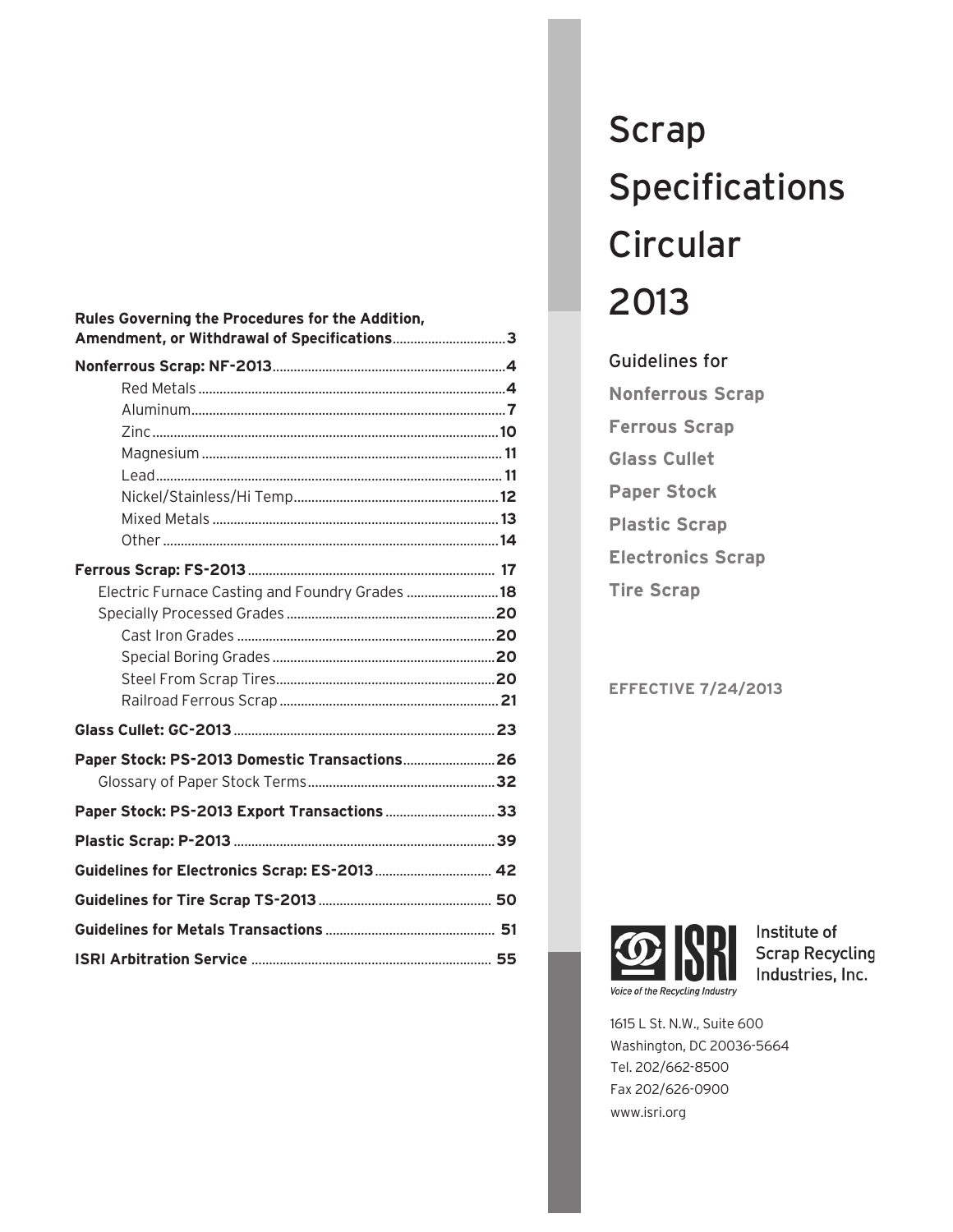# Scrap Specifications Circular 2013

Guidelines for

**Nonferrous Scrap**

**Ferrous Scrap**

**Glass Cullet**

**Paper Stock**

**Plastic Scrap**

**Electronics Scrap**

**Tire Scrap**

**EFFECTIVE 7/24/2013**

**Rules Governing the Procedures for the Addition, Amendment, or Withdrawal of Specifications** .......... 3

**Nonferrous Scrap: NF-2013** .......... 4
- Red Metals .......... 4
- Aluminum .......... 7
- Zinc .......... 10
- Magnesium .......... 11
- Lead .......... 11
- Nickel/Stainless/Hi Temp .......... 12
- Mixed Metals .......... 13
- Other .......... 14

**Ferrous Scrap: FS-2013** .......... 17
- Electric Furnace Casting and Foundry Grades .......... 18
- Specially Processed Grades .......... 20
  - Cast Iron Grades .......... 20
  - Special Boring Grades .......... 20
  - Steel From Scrap Tires .......... 20
  - Railroad Ferrous Scrap .......... 21

**Glass Cullet: GC-2013** .......... 23

**Paper Stock: PS-2013 Domestic Transactions** .......... 26
- Glossary of Paper Stock Terms .......... 32

**Paper Stock: PS-2013 Export Transactions** .......... 33

**Plastic Scrap: P-2013** .......... 39

**Guidelines for Electronics Scrap: ES-2013** .......... 42

**Guidelines for Tire Scrap TS-2013** .......... 50

**Guidelines for Metals Transactions** .......... 51

**ISRI Arbitration Service** .......... 55

ISRI
*Voice of the Recycling Industry*

Institute of Scrap Recycling Industries, Inc.

1615 L St. N.W., Suite 600
Washington, DC 20036-5664
Tel. 202/662-8500
Fax 202/626-0900
www.isri.org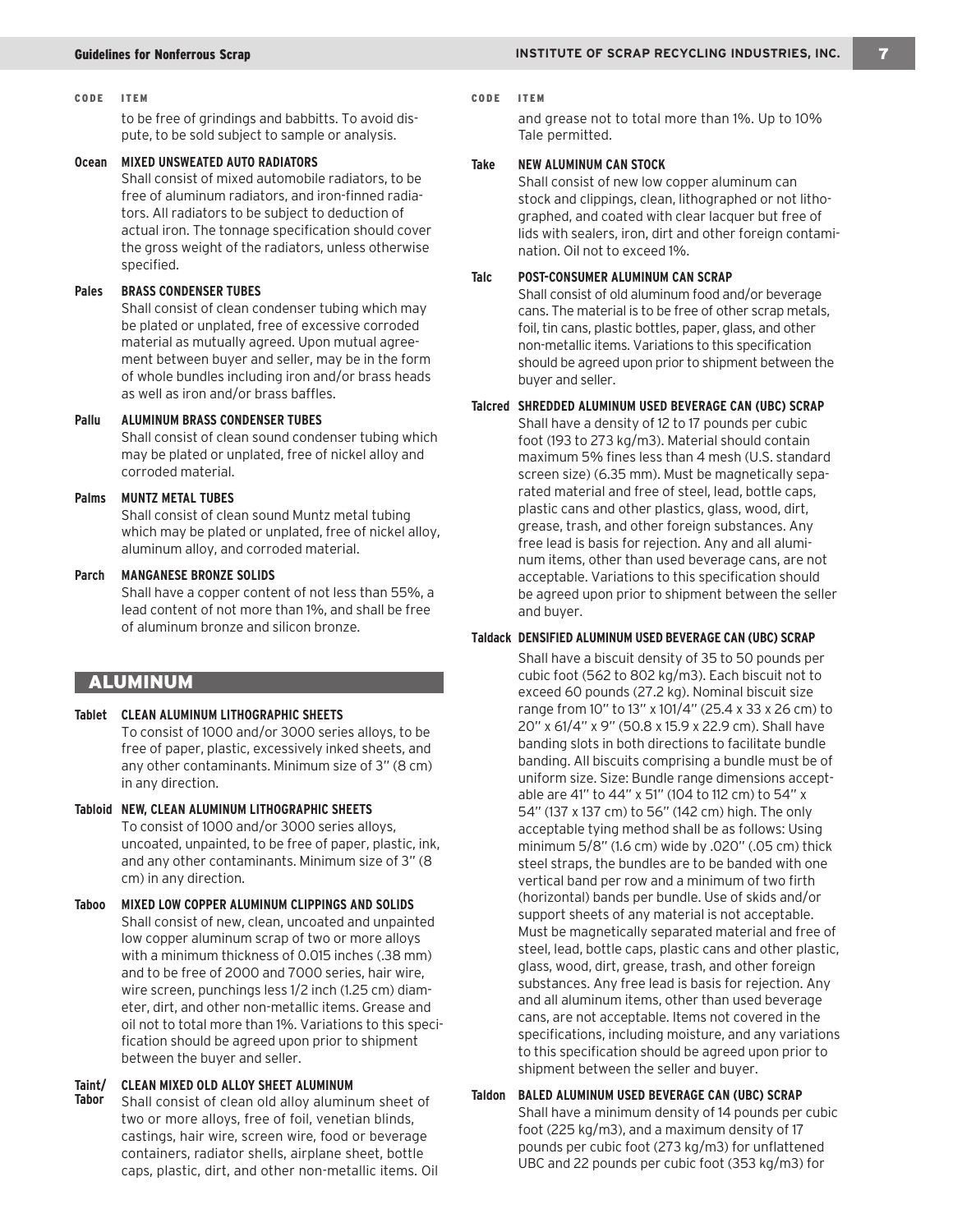to be free of grindings and babbitts. To avoid dispute, to be sold subject to sample or analysis.

**Ocean** **MIXED UNSWEATED AUTO RADIATORS**
Shall consist of mixed automobile radiators, to be free of aluminum radiators, and iron-finned radiators. All radiators to be subject to deduction of actual iron. The tonnage specification should cover the gross weight of the radiators, unless otherwise specified.

**Pales** **BRASS CONDENSER TUBES**
Shall consist of clean condenser tubing which may be plated or unplated, free of excessive corroded material as mutually agreed. Upon mutual agreement between buyer and seller, may be in the form of whole bundles including iron and/or brass heads as well as iron and/or brass baffles.

**Pallu** **ALUMINUM BRASS CONDENSER TUBES**
Shall consist of clean sound condenser tubing which may be plated or unplated, free of nickel alloy and corroded material.

**Palms** **MUNTZ METAL TUBES**
Shall consist of clean sound Muntz metal tubing which may be plated or unplated, free of nickel alloy, aluminum alloy, and corroded material.

**Parch** **MANGANESE BRONZE SOLIDS**
Shall have a copper content of not less than 55%, a lead content of not more than 1%, and shall be free of aluminum bronze and silicon bronze.

## ALUMINUM

**Tablet** **CLEAN ALUMINUM LITHOGRAPHIC SHEETS**
To consist of 1000 and/or 3000 series alloys, to be free of paper, plastic, excessively inked sheets, and any other contaminants. Minimum size of 3" (8 cm) in any direction.

**Tabloid** **NEW, CLEAN ALUMINUM LITHOGRAPHIC SHEETS**
To consist of 1000 and/or 3000 series alloys, uncoated, unpainted, to be free of paper, plastic, ink, and any other contaminants. Minimum size of 3" (8 cm) in any direction.

**Taboo** **MIXED LOW COPPER ALUMINUM CLIPPINGS AND SOLIDS**
Shall consist of new, clean, uncoated and unpainted low copper aluminum scrap of two or more alloys with a minimum thickness of 0.015 inches (.38 mm) and to be free of 2000 and 7000 series, hair wire, wire screen, punchings less 1/2 inch (1.25 cm) diameter, dirt, and other non-metallic items. Grease and oil not to total more than 1%. Variations to this specification should be agreed upon prior to shipment between the buyer and seller.

**Taint/Tabor** **CLEAN MIXED OLD ALLOY SHEET ALUMINUM**
Shall consist of clean old alloy aluminum sheet of two or more alloys, free of foil, venetian blinds, castings, hair wire, screen wire, food or beverage containers, radiator shells, airplane sheet, bottle caps, plastic, dirt, and other non-metallic items. Oil and grease not to total more than 1%. Up to 10% Tale permitted.

**Take** **NEW ALUMINUM CAN STOCK**
Shall consist of new low copper aluminum can stock and clippings, clean, lithographed or not lithographed, and coated with clear lacquer but free of lids with sealers, iron, dirt and other foreign contamination. Oil not to exceed 1%.

**Talc** **POST-CONSUMER ALUMINUM CAN SCRAP**
Shall consist of old aluminum food and/or beverage cans. The material is to be free of other scrap metals, foil, tin cans, plastic bottles, paper, glass, and other non-metallic items. Variations to this specification should be agreed upon prior to shipment between the buyer and seller.

**Talcred** **SHREDDED ALUMINUM USED BEVERAGE CAN (UBC) SCRAP**
Shall have a density of 12 to 17 pounds per cubic foot (193 to 273 kg/m3). Material should contain maximum 5% fines less than 4 mesh (U.S. standard screen size) (6.35 mm). Must be magnetically separated material and free of steel, lead, bottle caps, plastic cans and other plastics, glass, wood, dirt, grease, trash, and other foreign substances. Any free lead is basis for rejection. Any and all aluminum items, other than used beverage cans, are not acceptable. Variations to this specification should be agreed upon prior to shipment between the seller and buyer.

**Taldack** **DENSIFIED ALUMINUM USED BEVERAGE CAN (UBC) SCRAP**
Shall have a biscuit density of 35 to 50 pounds per cubic foot (562 to 802 kg/m3). Each biscuit not to exceed 60 pounds (27.2 kg). Nominal biscuit size range from 10" to 13" x 101/4" (25.4 x 33 x 26 cm) to 20" x 61/4" x 9" (50.8 x 15.9 x 22.9 cm). Shall have banding slots in both directions to facilitate bundle banding. All biscuits comprising a bundle must be of uniform size. Size: Bundle range dimensions acceptable are 41" to 44" x 51" (104 to 112 cm) to 54" x 54" (137 x 137 cm) to 56" (142 cm) high. The only acceptable tying method shall be as follows: Using minimum 5/8" (1.6 cm) wide by .020" (.05 cm) thick steel straps, the bundles are to be banded with one vertical band per row and a minimum of two firth (horizontal) bands per bundle. Use of skids and/or support sheets of any material is not acceptable. Must be magnetically separated material and free of steel, lead, bottle caps, plastic cans and other plastic, glass, wood, dirt, grease, trash, and other foreign substances. Any free lead is basis for rejection. Any and all aluminum items, other than used beverage cans, are not acceptable. Items not covered in the specifications, including moisture, and any variations to this specification should be agreed upon prior to shipment between the seller and buyer.

**Taldon** **BALED ALUMINUM USED BEVERAGE CAN (UBC) SCRAP**
Shall have a minimum density of 14 pounds per cubic foot (225 kg/m3), and a maximum density of 17 pounds per cubic foot (273 kg/m3) for unflattened UBC and 22 pounds per cubic foot (353 kg/m3) for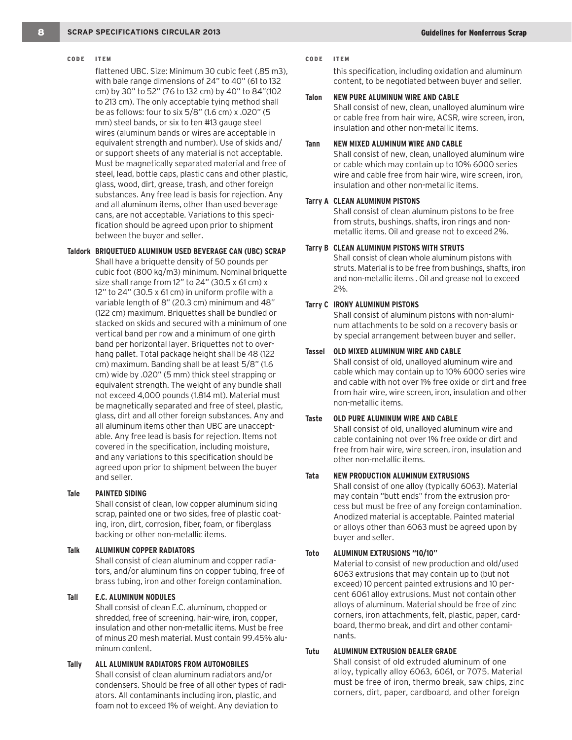| CODE | ITEM |
|---|---|
| | flattened UBC. Size: Minimum 30 cubic feet (.85 m3), with bale range dimensions of 24" to 40" (61 to 132 cm) by 30" to 52" (76 to 132 cm) by 40" to 84"(102 to 213 cm). The only acceptable tying method shall be as follows: four to six 5/8" (1.6 cm) x .020" (5 mm) steel bands, or six to ten #13 gauge steel wires (aluminum bands or wires are acceptable in equivalent strength and number). Use of skids and/or support sheets of any material is not acceptable. Must be magnetically separated material and free of steel, lead, bottle caps, plastic cans and other plastic, glass, wood, dirt, grease, trash, and other foreign substances. Any free lead is basis for rejection. Any and all aluminum items, other than used beverage cans, are not acceptable. Variations to this specification should be agreed upon prior to shipment between the buyer and seller. |
| **Taldork** | **BRIQUETUED ALUMINUM USED BEVERAGE CAN (UBC) SCRAP**<br>Shall have a briquette density of 50 pounds per cubic foot (800 kg/m3) minimum. Nominal briquette size shall range from 12" to 24" (30.5 x 61 cm) x 12" to 24" (30.5 x 61 cm) in uniform profile with a variable length of 8" (20.3 cm) minimum and 48" (122 cm) maximum. Briquettes shall be bundled or stacked on skids and secured with a minimum of one vertical band per row and a minimum of one girth band per horizontal layer. Briquettes not to overhang pallet. Total package height shall be 48 (122 cm) maximum. Banding shall be at least 5/8" (1.6 cm) wide by .020" (5 mm) thick steel strapping or equivalent strength. The weight of any bundle shall not exceed 4,000 pounds (1.814 mt). Material must be magnetically separated and free of steel, plastic, glass, dirt and all other foreign substances. Any and all aluminum items other than UBC are unacceptable. Any free lead is basis for rejection. Items not covered in the specification, including moisture, and any variations to this specification should be agreed upon prior to shipment between the buyer and seller. |
| **Tale** | **PAINTED SIDING**<br>Shall consist of clean, low copper aluminum siding scrap, painted one or two sides, free of plastic coating, iron, dirt, corrosion, fiber, foam, or fiberglass backing or other non-metallic items. |
| **Talk** | **ALUMINUM COPPER RADIATORS**<br>Shall consist of clean aluminum and copper radiators, and/or aluminum fins on copper tubing, free of brass tubing, iron and other foreign contamination. |
| **Tall** | **E.C. ALUMINUM NODULES**<br>Shall consist of clean E.C. aluminum, chopped or shredded, free of screening, hair-wire, iron, copper, insulation and other non-metallic items. Must be free of minus 20 mesh material. Must contain 99.45% aluminum content. |
| **Tally** | **ALL ALUMINUM RADIATORS FROM AUTOMOBILES**<br>Shall consist of clean aluminum radiators and/or condensers. Should be free of all other types of radiators. All contaminants including iron, plastic, and foam not to exceed 1% of weight. Any deviation to this specification, including oxidation and aluminum content, to be negotiated between buyer and seller. |
| **Talon** | **NEW PURE ALUMINUM WIRE AND CABLE**<br>Shall consist of new, clean, unalloyed aluminum wire or cable free from hair wire, ACSR, wire screen, iron, insulation and other non-metallic items. |
| **Tann** | **NEW MIXED ALUMINUM WIRE AND CABLE**<br>Shall consist of new, clean, unalloyed aluminum wire or cable which may contain up to 10% 6000 series wire and cable free from hair wire, wire screen, iron, insulation and other non-metallic items. |
| **Tarry A** | **CLEAN ALUMINUM PISTONS**<br>Shall consist of clean aluminum pistons to be free from struts, bushings, shafts, iron rings and non-metallic items. Oil and grease not to exceed 2%. |
| **Tarry B** | **CLEAN ALUMINUM PISTONS WITH STRUTS**<br>Shall consist of clean whole aluminum pistons with struts. Material is to be free from bushings, shafts, iron and non-metallic items . Oil and grease not to exceed 2%. |
| **Tarry C** | **IRONY ALUMINUM PISTONS**<br>Shall consist of aluminum pistons with non-aluminum attachments to be sold on a recovery basis or by special arrangement between buyer and seller. |
| **Tassel** | **OLD MIXED ALUMINUM WIRE AND CABLE**<br>Shall consist of old, unalloyed aluminum wire and cable which may contain up to 10% 6000 series wire and cable with not over 1% free oxide or dirt and free from hair wire, wire screen, iron, insulation and other non-metallic items. |
| **Taste** | **OLD PURE ALUMINUM WIRE AND CABLE**<br>Shall consist of old, unalloyed aluminum wire and cable containing not over 1% free oxide or dirt and free from hair wire, wire screen, iron, insulation and other non-metallic items. |
| **Tata** | **NEW PRODUCTION ALUMINUM EXTRUSIONS**<br>Shall consist of one alloy (typically 6063). Material may contain "butt ends" from the extrusion process but must be free of any foreign contamination. Anodized material is acceptable. Painted material or alloys other than 6063 must be agreed upon by buyer and seller. |
| **Toto** | **ALUMINUM EXTRUSIONS "10/10"**<br>Material to consist of new production and old/used 6063 extrusions that may contain up to (but not exceed) 10 percent painted extrusions and 10 percent 6061 alloy extrusions. Must not contain other alloys of aluminum. Material should be free of zinc corners, iron attachments, felt, plastic, paper, cardboard, thermo break, and dirt and other contaminants. |
| **Tutu** | **ALUMINUM EXTRUSION DEALER GRADE**<br>Shall consist of old extruded aluminum of one alloy, typically alloy 6063, 6061, or 7075. Material must be free of iron, thermo break, saw chips, zinc corners, dirt, paper, cardboard, and other foreign |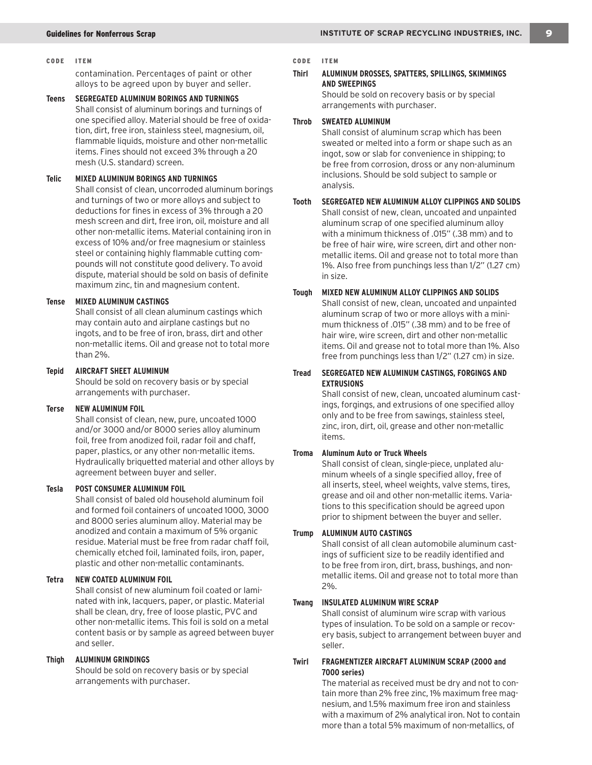contamination. Percentages of paint or other alloys to be agreed upon by buyer and seller.

**Teens** — **SEGREGATED ALUMINUM BORINGS AND TURNINGS**
Shall consist of aluminum borings and turnings of one specified alloy. Material should be free of oxidation, dirt, free iron, stainless steel, magnesium, oil, flammable liquids, moisture and other non-metallic items. Fines should not exceed 3% through a 20 mesh (U.S. standard) screen.

**Telic** — **MIXED ALUMINUM BORINGS AND TURNINGS**
Shall consist of clean, uncorroded aluminum borings and turnings of two or more alloys and subject to deductions for fines in excess of 3% through a 20 mesh screen and dirt, free iron, oil, moisture and all other non-metallic items. Material containing iron in excess of 10% and/or free magnesium or stainless steel or containing highly flammable cutting compounds will not constitute good delivery. To avoid dispute, material should be sold on basis of definite maximum zinc, tin and magnesium content.

**Tense** — **MIXED ALUMINUM CASTINGS**
Shall consist of all clean aluminum castings which may contain auto and airplane castings but no ingots, and to be free of iron, brass, dirt and other non-metallic items. Oil and grease not to total more than 2%.

**Tepid** — **AIRCRAFT SHEET ALUMINUM**
Should be sold on recovery basis or by special arrangements with purchaser.

**Terse** — **NEW ALUMINUM FOIL**
Shall consist of clean, new, pure, uncoated 1000 and/or 3000 and/or 8000 series alloy aluminum foil, free from anodized foil, radar foil and chaff, paper, plastics, or any other non-metallic items. Hydraulically briquetted material and other alloys by agreement between buyer and seller.

**Tesla** — **POST CONSUMER ALUMINUM FOIL**
Shall consist of baled old household aluminum foil and formed foil containers of uncoated 1000, 3000 and 8000 series aluminum alloy. Material may be anodized and contain a maximum of 5% organic residue. Material must be free from radar chaff foil, chemically etched foil, laminated foils, iron, paper, plastic and other non-metallic contaminants.

**Tetra** — **NEW COATED ALUMINUM FOIL**
Shall consist of new aluminum foil coated or laminated with ink, lacquers, paper, or plastic. Material shall be clean, dry, free of loose plastic, PVC and other non-metallic items. This foil is sold on a metal content basis or by sample as agreed between buyer and seller.

**Thigh** — **ALUMINUM GRINDINGS**
Should be sold on recovery basis or by special arrangements with purchaser.

**Thirl** — **ALUMINUM DROSSES, SPATTERS, SPILLINGS, SKIMMINGS AND SWEEPINGS**
Should be sold on recovery basis or by special arrangements with purchaser.

**Throb** — **SWEATED ALUMINUM**
Shall consist of aluminum scrap which has been sweated or melted into a form or shape such as an ingot, sow or slab for convenience in shipping; to be free from corrosion, dross or any non-aluminum inclusions. Should be sold subject to sample or analysis.

**Tooth** — **SEGREGATED NEW ALUMINUM ALLOY CLIPPINGS AND SOLIDS**
Shall consist of new, clean, uncoated and unpainted aluminum scrap of one specified aluminum alloy with a minimum thickness of .015" (.38 mm) and to be free of hair wire, wire screen, dirt and other non-metallic items. Oil and grease not to total more than 1%. Also free from punchings less than 1/2" (1.27 cm) in size.

**Tough** — **MIXED NEW ALUMINUM ALLOY CLIPPINGS AND SOLIDS**
Shall consist of new, clean, uncoated and unpainted aluminum scrap of two or more alloys with a minimum thickness of .015" (.38 mm) and to be free of hair wire, wire screen, dirt and other non-metallic items. Oil and grease not to total more than 1%. Also free from punchings less than 1/2" (1.27 cm) in size.

**Tread** — **SEGREGATED NEW ALUMINUM CASTINGS, FORGINGS AND EXTRUSIONS**
Shall consist of new, clean, uncoated aluminum castings, forgings, and extrusions of one specified alloy only and to be free from sawings, stainless steel, zinc, iron, dirt, oil, grease and other non-metallic items.

**Troma** — **Aluminum Auto or Truck Wheels**
Shall consist of clean, single-piece, unplated aluminum wheels of a single specified alloy, free of all inserts, steel, wheel weights, valve stems, tires, grease and oil and other non-metallic items. Variations to this specification should be agreed upon prior to shipment between the buyer and seller.

**Trump** — **ALUMINUM AUTO CASTINGS**
Shall consist of all clean automobile aluminum castings of sufficient size to be readily identified and to be free from iron, dirt, brass, bushings, and non-metallic items. Oil and grease not to total more than 2%.

**Twang** — **INSULATED ALUMINUM WIRE SCRAP**
Shall consist of aluminum wire scrap with various types of insulation. To be sold on a sample or recovery basis, subject to arrangement between buyer and seller.

**Twirl** — **FRAGMENTIZER AIRCRAFT ALUMINUM SCRAP (2000 and 7000 series)**
The material as received must be dry and not to contain more than 2% free zinc, 1% maximum free magnesium, and 1.5% maximum free iron and stainless with a maximum of 2% analytical iron. Not to contain more than a total 5% maximum of non-metallics, of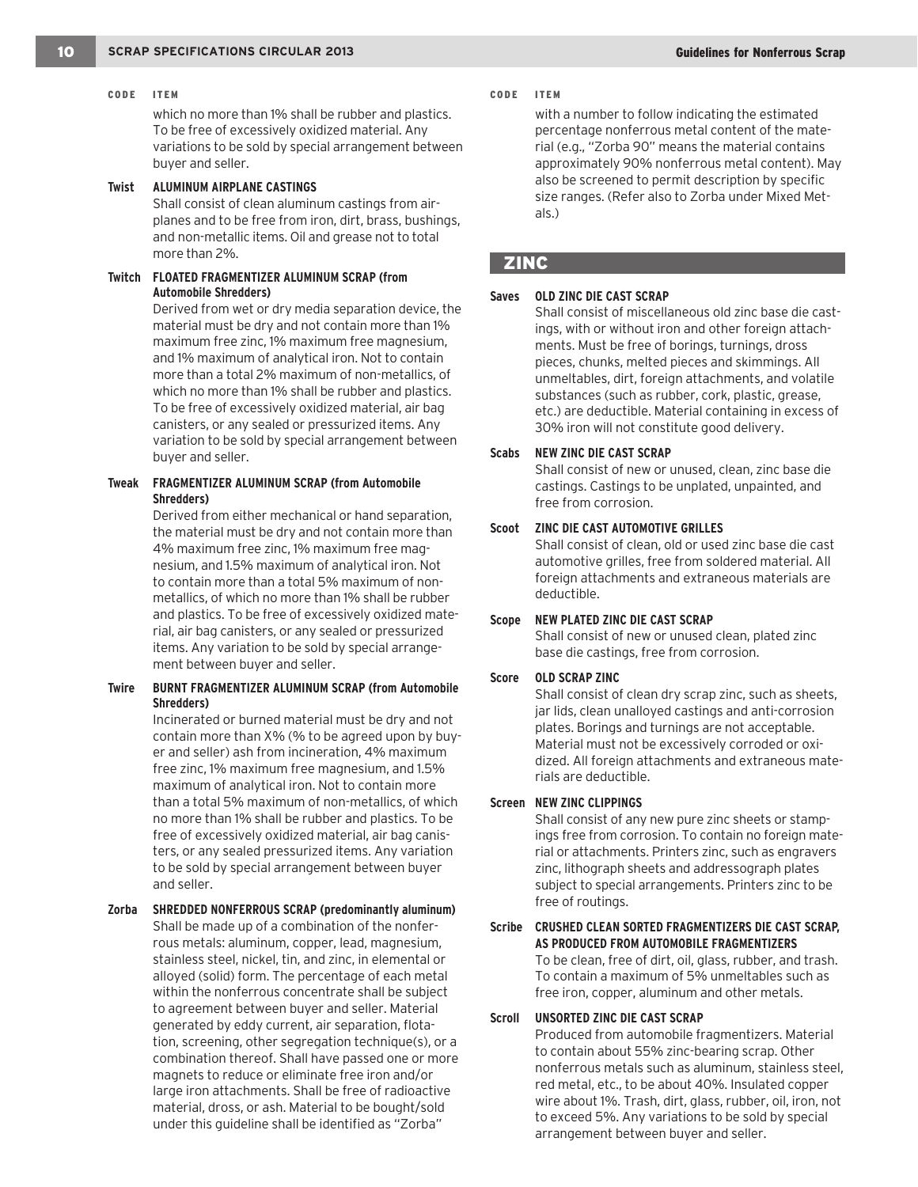which no more than 1% shall be rubber and plastics. To be free of excessively oxidized material. Any variations to be sold by special arrangement between buyer and seller.

**Twist** **ALUMINUM AIRPLANE CASTINGS**
Shall consist of clean aluminum castings from airplanes and to be free from iron, dirt, brass, bushings, and non-metallic items. Oil and grease not to total more than 2%.

**Twitch** **FLOATED FRAGMENTIZER ALUMINUM SCRAP (from Automobile Shredders)**
Derived from wet or dry media separation device, the material must be dry and not contain more than 1% maximum free zinc, 1% maximum free magnesium, and 1% maximum of analytical iron. Not to contain more than a total 2% maximum of non-metallics, of which no more than 1% shall be rubber and plastics. To be free of excessively oxidized material, air bag canisters, or any sealed or pressurized items. Any variation to be sold by special arrangement between buyer and seller.

**Tweak** **FRAGMENTIZER ALUMINUM SCRAP (from Automobile Shredders)**
Derived from either mechanical or hand separation, the material must be dry and not contain more than 4% maximum free zinc, 1% maximum free magnesium, and 1.5% maximum of analytical iron. Not to contain more than a total 5% maximum of non-metallics, of which no more than 1% shall be rubber and plastics. To be free of excessively oxidized material, air bag canisters, or any sealed or pressurized items. Any variation to be sold by special arrangement between buyer and seller.

**Twire** **BURNT FRAGMENTIZER ALUMINUM SCRAP (from Automobile Shredders)**
Incinerated or burned material must be dry and not contain more than X% (% to be agreed upon by buyer and seller) ash from incineration, 4% maximum free zinc, 1% maximum free magnesium, and 1.5% maximum of analytical iron. Not to contain more than a total 5% maximum of non-metallics, of which no more than 1% shall be rubber and plastics. To be free of excessively oxidized material, air bag canisters, or any sealed pressurized items. Any variation to be sold by special arrangement between buyer and seller.

**Zorba** **SHREDDED NONFERROUS SCRAP (predominantly aluminum)**
Shall be made up of a combination of the nonferrous metals: aluminum, copper, lead, magnesium, stainless steel, nickel, tin, and zinc, in elemental or alloyed (solid) form. The percentage of each metal within the nonferrous concentrate shall be subject to agreement between buyer and seller. Material generated by eddy current, air separation, flotation, screening, other segregation technique(s), or a combination thereof. Shall have passed one or more magnets to reduce or eliminate free iron and/or large iron attachments. Shall be free of radioactive material, dross, or ash. Material to be bought/sold under this guideline shall be identified as "Zorba" with a number to follow indicating the estimated percentage nonferrous metal content of the material (e.g., "Zorba 90" means the material contains approximately 90% nonferrous metal content). May also be screened to permit description by specific size ranges. (Refer also to Zorba under Mixed Metals.)

## ZINC

**Saves** **OLD ZINC DIE CAST SCRAP**
Shall consist of miscellaneous old zinc base die castings, with or without iron and other foreign attachments. Must be free of borings, turnings, dross pieces, chunks, melted pieces and skimmings. All unmeltables, dirt, foreign attachments, and volatile substances (such as rubber, cork, plastic, grease, etc.) are deductible. Material containing in excess of 30% iron will not constitute good delivery.

**Scabs** **NEW ZINC DIE CAST SCRAP**
Shall consist of new or unused, clean, zinc base die castings. Castings to be unplated, unpainted, and free from corrosion.

**Scoot** **ZINC DIE CAST AUTOMOTIVE GRILLES**
Shall consist of clean, old or used zinc base die cast automotive grilles, free from soldered material. All foreign attachments and extraneous materials are deductible.

**Scope** **NEW PLATED ZINC DIE CAST SCRAP**
Shall consist of new or unused clean, plated zinc base die castings, free from corrosion.

**Score** **OLD SCRAP ZINC**
Shall consist of clean dry scrap zinc, such as sheets, jar lids, clean unalloyed castings and anti-corrosion plates. Borings and turnings are not acceptable. Material must not be excessively corroded or oxidized. All foreign attachments and extraneous materials are deductible.

**Screen** **NEW ZINC CLIPPINGS**
Shall consist of any new pure zinc sheets or stampings free from corrosion. To contain no foreign material or attachments. Printers zinc, such as engravers zinc, lithograph sheets and addressograph plates subject to special arrangements. Printers zinc to be free of routings.

**Scribe** **CRUSHED CLEAN SORTED FRAGMENTIZERS DIE CAST SCRAP, AS PRODUCED FROM AUTOMOBILE FRAGMENTIZERS**
To be clean, free of dirt, oil, glass, rubber, and trash. To contain a maximum of 5% unmeltables such as free iron, copper, aluminum and other metals.

**Scroll** **UNSORTED ZINC DIE CAST SCRAP**
Produced from automobile fragmentizers. Material to contain about 55% zinc-bearing scrap. Other nonferrous metals such as aluminum, stainless steel, red metal, etc., to be about 40%. Insulated copper wire about 1%. Trash, dirt, glass, rubber, oil, iron, not to exceed 5%. Any variations to be sold by special arrangement between buyer and seller.